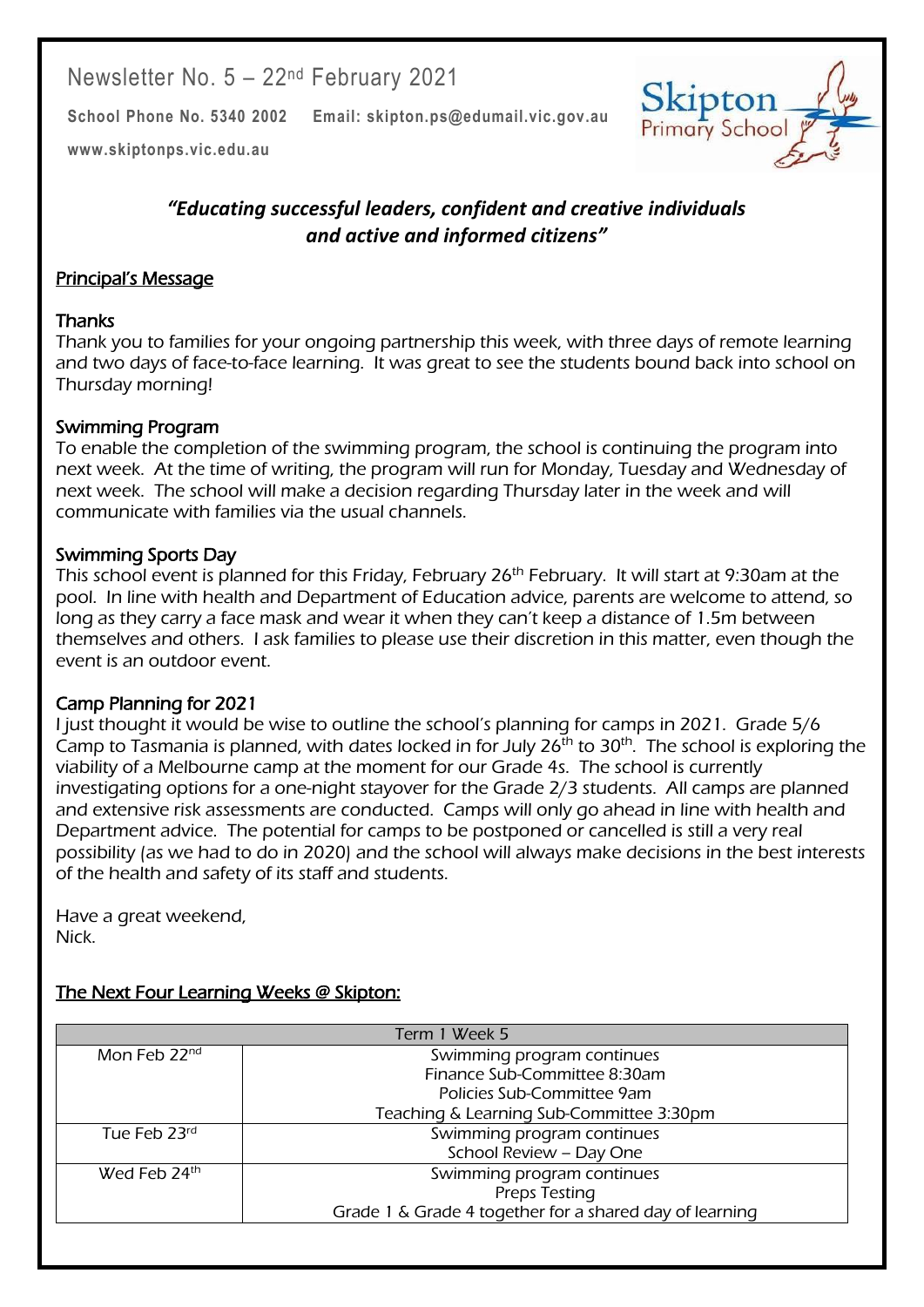# Newsletter No. 5 – 22nd February 2021

**School Phone No. 5340 2002** **Email: skipton.ps@edumail.vic.gov.au**

**www.skiptonps.vic.edu.au**

***"Educating successful leaders, confident and creative individuals and active and informed citizens"***

## Principal's Message

### Thanks

Thank you to families for your ongoing partnership this week, with three days of remote learning and two days of face-to-face learning. It was great to see the students bound back into school on Thursday morning!

### Swimming Program

To enable the completion of the swimming program, the school is continuing the program into next week. At the time of writing, the program will run for Monday, Tuesday and Wednesday of next week. The school will make a decision regarding Thursday later in the week and will communicate with families via the usual channels.

### Swimming Sports Day

This school event is planned for this Friday, February 26th February. It will start at 9:30am at the pool. In line with health and Department of Education advice, parents are welcome to attend, so long as they carry a face mask and wear it when they can't keep a distance of 1.5m between themselves and others. I ask families to please use their discretion in this matter, even though the event is an outdoor event.

### Camp Planning for 2021

I just thought it would be wise to outline the school's planning for camps in 2021. Grade 5/6 Camp to Tasmania is planned, with dates locked in for July 26th to 30th. The school is exploring the viability of a Melbourne camp at the moment for our Grade 4s. The school is currently investigating options for a one-night stayover for the Grade 2/3 students. All camps are planned and extensive risk assessments are conducted. Camps will only go ahead in line with health and Department advice. The potential for camps to be postponed or cancelled is still a very real possibility (as we had to do in 2020) and the school will always make decisions in the best interests of the health and safety of its staff and students.

Have a great weekend,
Nick.

## The Next Four Learning Weeks @ Skipton:

| Term 1 Week 5 | |
|---|---|
| Mon Feb 22nd | Swimming program continues<br>Finance Sub-Committee 8:30am<br>Policies Sub-Committee 9am<br>Teaching & Learning Sub-Committee 3:30pm |
| Tue Feb 23rd | Swimming program continues<br>School Review – Day One |
| Wed Feb 24th | Swimming program continues<br>Preps Testing<br>Grade 1 & Grade 4 together for a shared day of learning |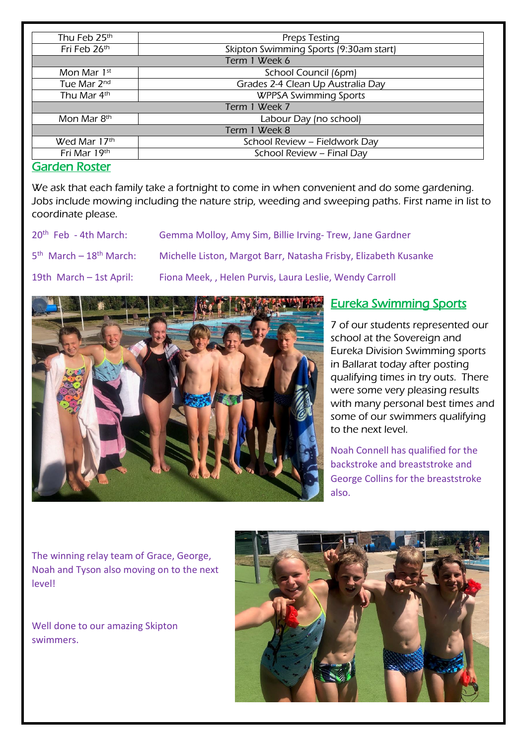| | |
|---|---|
| Thu Feb 25th | Preps Testing |
| Fri Feb 26th | Skipton Swimming Sports (9:30am start) |
| Term 1 Week 6 | |
| Mon Mar 1st | School Council (6pm) |
| Tue Mar 2nd | Grades 2-4 Clean Up Australia Day |
| Thu Mar 4th | WPPSA Swimming Sports |
| Term 1 Week 7 | |
| Mon Mar 8th | Labour Day (no school) |
| Term 1 Week 8 | |
| Wed Mar 17th | School Review – Fieldwork Day |
| Fri Mar 19th | School Review – Final Day |

## Garden Roster

*We ask that each family take a fortnight to come in when convenient and do some gardening. Jobs include mowing including the nature strip, weeding and sweeping paths. First name in list to coordinate please.*

20th Feb - 4th March: Gemma Molloy, Amy Sim, Billie Irving- Trew, Jane Gardner

5th March – 18th March: Michelle Liston, Margot Barr, Natasha Frisby, Elizabeth Kusanke

19th March – 1st April: Fiona Meek, , Helen Purvis, Laura Leslie, Wendy Carroll

## Eureka Swimming Sports

7 of our students represented our school at the Sovereign and Eureka Division Swimming sports in Ballarat today after posting qualifying times in try outs. There were some very pleasing results with many personal best times and some of our swimmers qualifying to the next level.

Noah Connell has qualified for the backstroke and breaststroke and George Collins for the breaststroke also.

The winning relay team of Grace, George, Noah and Tyson also moving on to the next level!

Well done to our amazing Skipton swimmers.